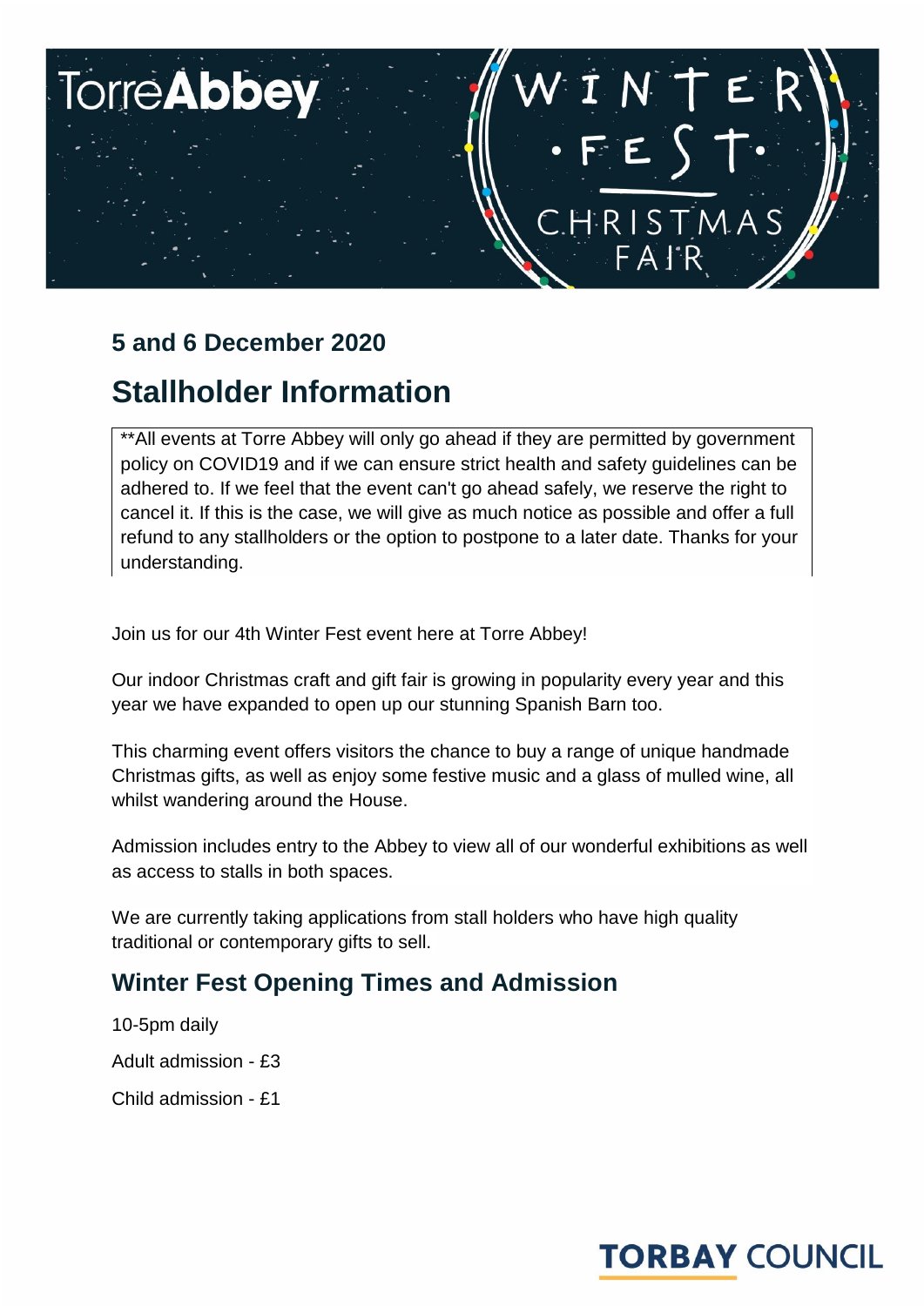TorreAbbey

WINTER FEST
CHRISTMAS FAIR

## 5 and 6 December 2020

# Stallholder Information

**All events at Torre Abbey will only go ahead if they are permitted by government policy on COVID19 and if we can ensure strict health and safety guidelines can be adhered to. If we feel that the event can't go ahead safely, we reserve the right to cancel it. If this is the case, we will give as much notice as possible and offer a full refund to any stallholders or the option to postpone to a later date. Thanks for your understanding.

Join us for our 4th Winter Fest event here at Torre Abbey!

Our indoor Christmas craft and gift fair is growing in popularity every year and this year we have expanded to open up our stunning Spanish Barn too.

This charming event offers visitors the chance to buy a range of unique handmade Christmas gifts, as well as enjoy some festive music and a glass of mulled wine, all whilst wandering around the House.

Admission includes entry to the Abbey to view all of our wonderful exhibitions as well as access to stalls in both spaces.

We are currently taking applications from stall holders who have high quality traditional or contemporary gifts to sell.

## Winter Fest Opening Times and Admission

10-5pm daily

Adult admission - £3

Child admission - £1

TORBAY COUNCIL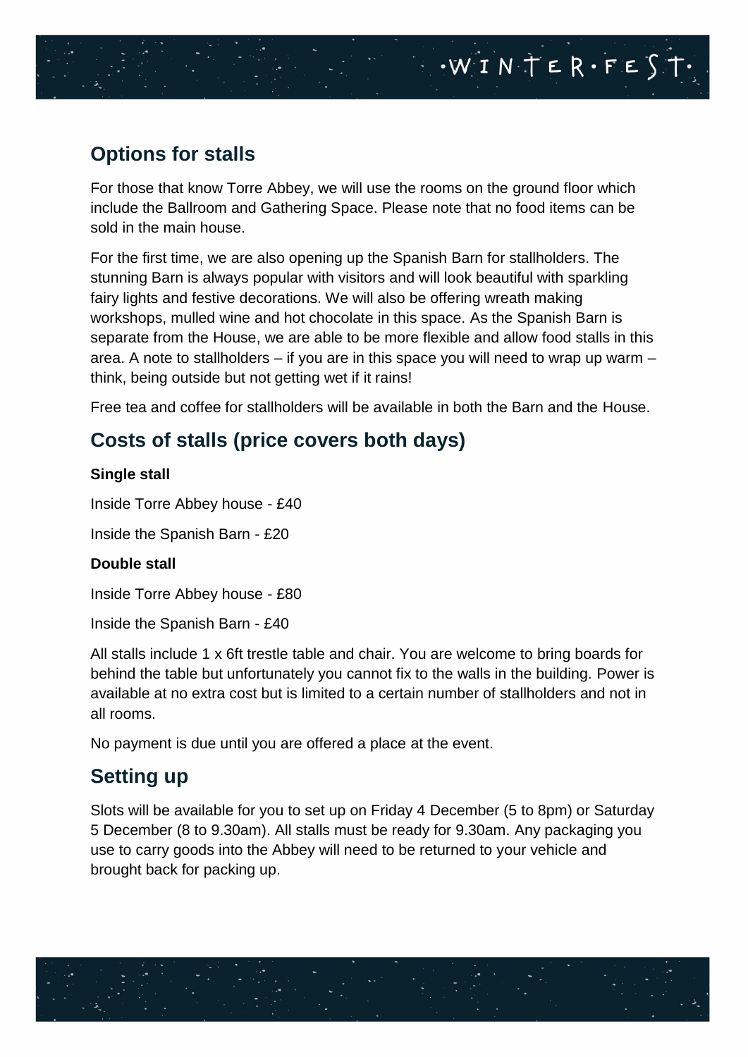## Options for stalls

For those that know Torre Abbey, we will use the rooms on the ground floor which include the Ballroom and Gathering Space. Please note that no food items can be sold in the main house.

For the first time, we are also opening up the Spanish Barn for stallholders. The stunning Barn is always popular with visitors and will look beautiful with sparkling fairy lights and festive decorations. We will also be offering wreath making workshops, mulled wine and hot chocolate in this space. As the Spanish Barn is separate from the House, we are able to be more flexible and allow food stalls in this area. A note to stallholders – if you are in this space you will need to wrap up warm – think, being outside but not getting wet if it rains!

Free tea and coffee for stallholders will be available in both the Barn and the House.

## Costs of stalls (price covers both days)

**Single stall**

Inside Torre Abbey house - £40

Inside the Spanish Barn - £20

**Double stall**

Inside Torre Abbey house - £80

Inside the Spanish Barn - £40

All stalls include 1 x 6ft trestle table and chair. You are welcome to bring boards for behind the table but unfortunately you cannot fix to the walls in the building. Power is available at no extra cost but is limited to a certain number of stallholders and not in all rooms.

No payment is due until you are offered a place at the event.

## Setting up

Slots will be available for you to set up on Friday 4 December (5 to 8pm) or Saturday 5 December (8 to 9.30am). All stalls must be ready for 9.30am. Any packaging you use to carry goods into the Abbey will need to be returned to your vehicle and brought back for packing up.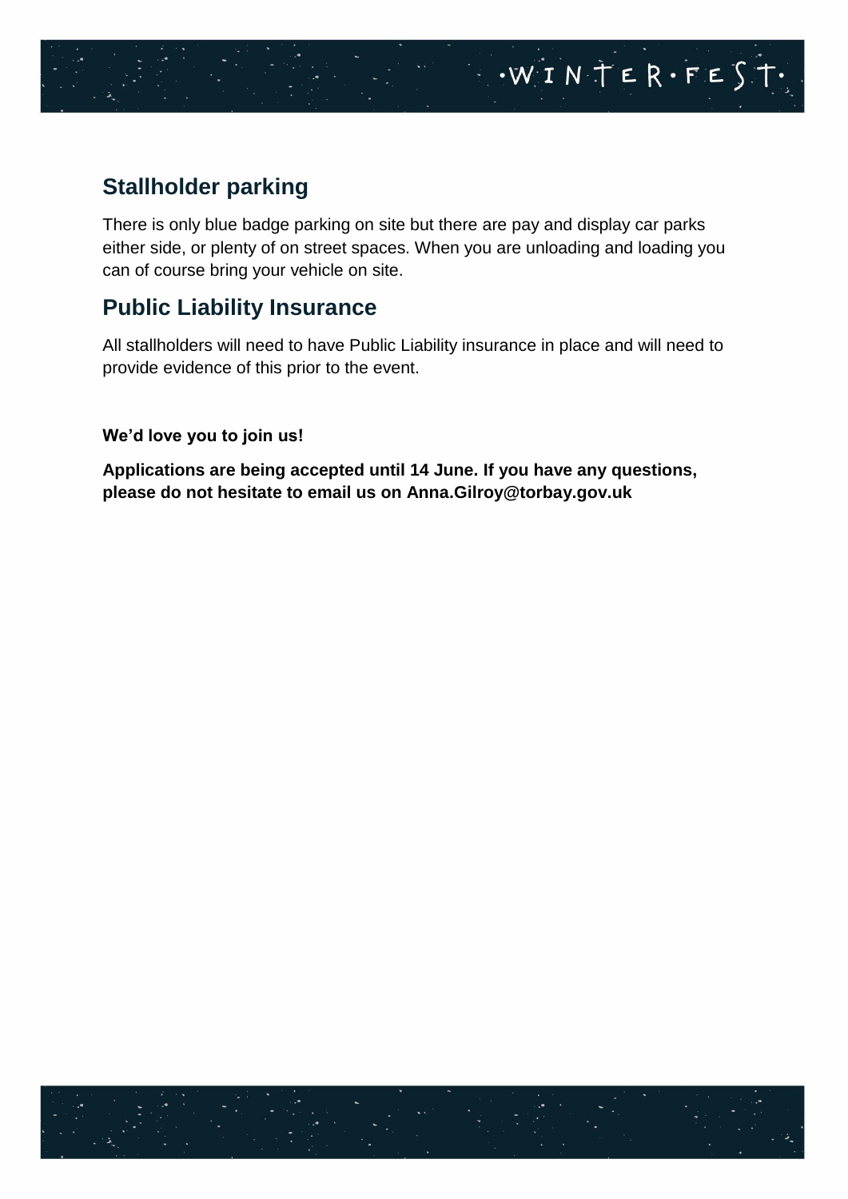## Stallholder parking

There is only blue badge parking on site but there are pay and display car parks either side, or plenty of on street spaces. When you are unloading and loading you can of course bring your vehicle on site.

## Public Liability Insurance

All stallholders will need to have Public Liability insurance in place and will need to provide evidence of this prior to the event.

**We'd love you to join us!**

**Applications are being accepted until 14 June. If you have any questions, please do not hesitate to email us on Anna.Gilroy@torbay.gov.uk**